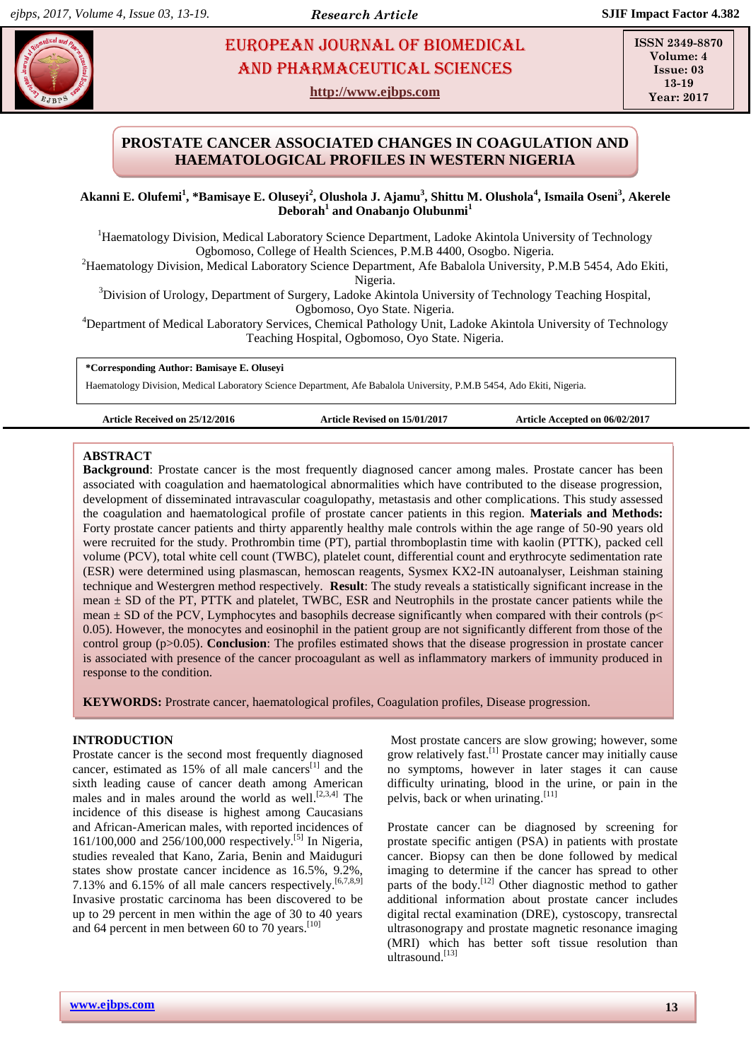# PROSTATE CANCER ASSOCIATED CHANGES IN COAGULATION AND HAEMATOLOGICAL PROFILES IN WESTERN NIGERIA

**Akanni E. Olufemi[1], *Bamisaye E. Oluseyi[2], Olushola J. Ajamu[3], Shittu M. Olushola[4], Ismaila Oseni[3], Akerele Deborah[1] and Onabanjo Olubunmi[1]**

[1]Haematology Division, Medical Laboratory Science Department, Ladoke Akintola University of Technology Ogbomoso, College of Health Sciences, P.M.B 4400, Osogbo. Nigeria.

[2]Haematology Division, Medical Laboratory Science Department, Afe Babalola University, P.M.B 5454, Ado Ekiti, Nigeria.

[3]Division of Urology, Department of Surgery, Ladoke Akintola University of Technology Teaching Hospital, Ogbomoso, Oyo State. Nigeria.

[4]Department of Medical Laboratory Services, Chemical Pathology Unit, Ladoke Akintola University of Technology Teaching Hospital, Ogbomoso, Oyo State. Nigeria.

**\*Corresponding Author: Bamisaye E. Oluseyi**

Haematology Division, Medical Laboratory Science Department, Afe Babalola University, P.M.B 5454, Ado Ekiti, Nigeria.

**Article Received on 25/12/2016** | **Article Revised on 15/01/2017** | **Article Accepted on 06/02/2017**

## ABSTRACT

**Background**: Prostate cancer is the most frequently diagnosed cancer among males. Prostate cancer has been associated with coagulation and haematological abnormalities which have contributed to the disease progression, development of disseminated intravascular coagulopathy, metastasis and other complications. This study assessed the coagulation and haematological profile of prostate cancer patients in this region. **Materials and Methods:** Forty prostate cancer patients and thirty apparently healthy male controls within the age range of 50-90 years old were recruited for the study. Prothrombin time (PT), partial thromboplastin time with kaolin (PTTK), packed cell volume (PCV), total white cell count (TWBC), platelet count, differential count and erythrocyte sedimentation rate (ESR) were determined using plasmascan, hemoscan reagents, Sysmex KX2-IN autoanalyser, Leishman staining technique and Westergren method respectively. **Result**: The study reveals a statistically significant increase in the mean ± SD of the PT, PTTK and platelet, TWBC, ESR and Neutrophils in the prostate cancer patients while the mean ± SD of the PCV, Lymphocytes and basophils decrease significantly when compared with their controls ($p < 0.05$). However, the monocytes and eosinophil in the patient group are not significantly different from those of the control group ($p > 0.05$). **Conclusion**: The profiles estimated shows that the disease progression in prostate cancer is associated with presence of the cancer procoagulant as well as inflammatory markers of immunity produced in response to the condition.

**KEYWORDS:** Prostrate cancer, haematological profiles, Coagulation profiles, Disease progression.

## INTRODUCTION

Prostate cancer is the second most frequently diagnosed cancer, estimated as 15% of all male cancers[1] and the sixth leading cause of cancer death among American males and in males around the world as well.[2,3,4] The incidence of this disease is highest among Caucasians and African-American males, with reported incidences of 161/100,000 and 256/100,000 respectively.[5] In Nigeria, studies revealed that Kano, Zaria, Benin and Maiduguri states show prostate cancer incidence as 16.5%, 9.2%, 7.13% and 6.15% of all male cancers respectively.[6,7,8,9] Invasive prostatic carcinoma has been discovered to be up to 29 percent in men within the age of 30 to 40 years and 64 percent in men between 60 to 70 years.[10]

Most prostate cancers are slow growing; however, some grow relatively fast.[1] Prostate cancer may initially cause no symptoms, however in later stages it can cause difficulty urinating, blood in the urine, or pain in the pelvis, back or when urinating.[11]

Prostate cancer can be diagnosed by screening for prostate specific antigen (PSA) in patients with prostate cancer. Biopsy can then be done followed by medical imaging to determine if the cancer has spread to other parts of the body.[12] Other diagnostic method to gather additional information about prostate cancer includes digital rectal examination (DRE), cystoscopy, transrectal ultrasonograpy and prostate magnetic resonance imaging (MRI) which has better soft tissue resolution than ultrasound.[13]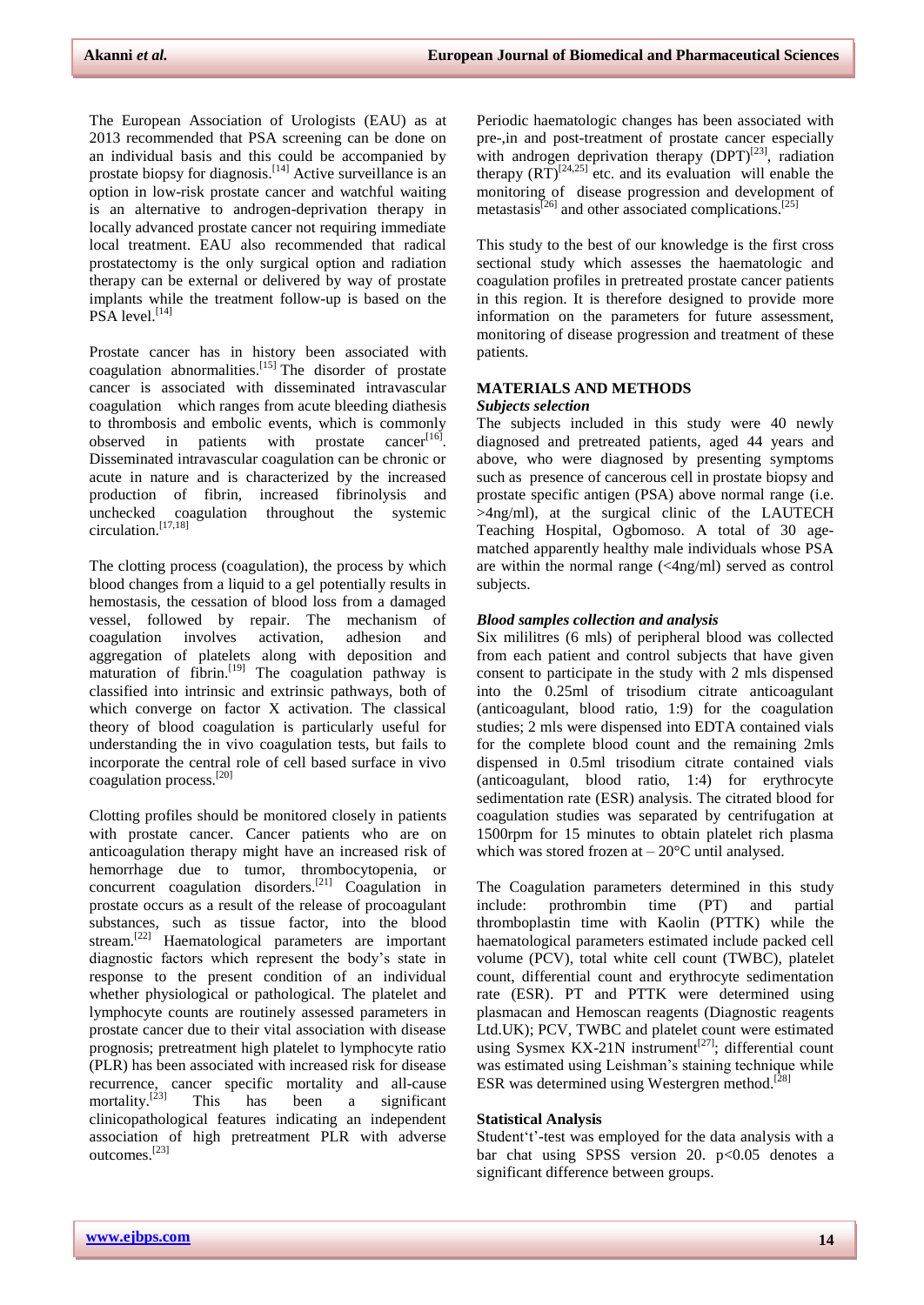The European Association of Urologists (EAU) as at 2013 recommended that PSA screening can be done on an individual basis and this could be accompanied by prostate biopsy for diagnosis.[14] Active surveillance is an option in low-risk prostate cancer and watchful waiting is an alternative to androgen-deprivation therapy in locally advanced prostate cancer not requiring immediate local treatment. EAU also recommended that radical prostatectomy is the only surgical option and radiation therapy can be external or delivered by way of prostate implants while the treatment follow-up is based on the PSA level.[14]

Prostate cancer has in history been associated with coagulation abnormalities.[15] The disorder of prostate cancer is associated with disseminated intravascular coagulation which ranges from acute bleeding diathesis to thrombosis and embolic events, which is commonly observed in patients with prostate cancer[16]. Disseminated intravascular coagulation can be chronic or acute in nature and is characterized by the increased production of fibrin, increased fibrinolysis and unchecked coagulation throughout the systemic circulation.[17,18]

The clotting process (coagulation), the process by which blood changes from a liquid to a gel potentially results in hemostasis, the cessation of blood loss from a damaged vessel, followed by repair. The mechanism of coagulation involves activation, adhesion and aggregation of platelets along with deposition and maturation of fibrin.[19] The coagulation pathway is classified into intrinsic and extrinsic pathways, both of which converge on factor X activation. The classical theory of blood coagulation is particularly useful for understanding the in vivo coagulation tests, but fails to incorporate the central role of cell based surface in vivo coagulation process.[20]

Clotting profiles should be monitored closely in patients with prostate cancer. Cancer patients who are on anticoagulation therapy might have an increased risk of hemorrhage due to tumor, thrombocytopenia, or concurrent coagulation disorders.[21] Coagulation in prostate occurs as a result of the release of procoagulant substances, such as tissue factor, into the blood stream.[22] Haematological parameters are important diagnostic factors which represent the body's state in response to the present condition of an individual whether physiological or pathological. The platelet and lymphocyte counts are routinely assessed parameters in prostate cancer due to their vital association with disease prognosis; pretreatment high platelet to lymphocyte ratio (PLR) has been associated with increased risk for disease recurrence, cancer specific mortality and all-cause mortality.[23] This has been a significant clinicopathological features indicating an independent association of high pretreatment PLR with adverse outcomes.[23]

Periodic haematologic changes has been associated with pre-,in and post-treatment of prostate cancer especially with androgen deprivation therapy (DPT)[23], radiation therapy (RT)[24,25] etc. and its evaluation will enable the monitoring of disease progression and development of metastasis[26] and other associated complications.[25]

This study to the best of our knowledge is the first cross sectional study which assesses the haematologic and coagulation profiles in pretreated prostate cancer patients in this region. It is therefore designed to provide more information on the parameters for future assessment, monitoring of disease progression and treatment of these patients.

## MATERIALS AND METHODS

### *Subjects selection*

The subjects included in this study were 40 newly diagnosed and pretreated patients, aged 44 years and above, who were diagnosed by presenting symptoms such as presence of cancerous cell in prostate biopsy and prostate specific antigen (PSA) above normal range (i.e. >4ng/ml), at the surgical clinic of the LAUTECH Teaching Hospital, Ogbomoso. A total of 30 age-matched apparently healthy male individuals whose PSA are within the normal range (<4ng/ml) served as control subjects.

### *Blood samples collection and analysis*

Six mililitres (6 mls) of peripheral blood was collected from each patient and control subjects that have given consent to participate in the study with 2 mls dispensed into the 0.25ml of trisodium citrate anticoagulant (anticoagulant, blood ratio, 1:9) for the coagulation studies; 2 mls were dispensed into EDTA contained vials for the complete blood count and the remaining 2mls dispensed in 0.5ml trisodium citrate contained vials (anticoagulant, blood ratio, 1:4) for erythrocyte sedimentation rate (ESR) analysis. The citrated blood for coagulation studies was separated by centrifugation at 1500rpm for 15 minutes to obtain platelet rich plasma which was stored frozen at – 20°C until analysed.

The Coagulation parameters determined in this study include: prothrombin time (PT) and partial thromboplastin time with Kaolin (PTTK) while the haematological parameters estimated include packed cell volume (PCV), total white cell count (TWBC), platelet count, differential count and erythrocyte sedimentation rate (ESR). PT and PTTK were determined using plasmacan and Hemoscan reagents (Diagnostic reagents Ltd.UK); PCV, TWBC and platelet count were estimated using Sysmex KX-21N instrument[27]; differential count was estimated using Leishman's staining technique while ESR was determined using Westergren method.[28]

### Statistical Analysis

Student't'-test was employed for the data analysis with a bar chat using SPSS version 20. p<0.05 denotes a significant difference between groups.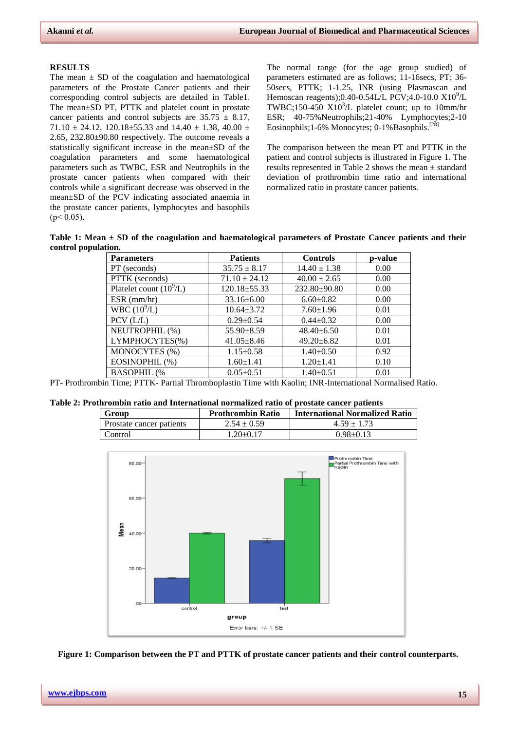## RESULTS

The mean ± SD of the coagulation and haematological parameters of the Prostate Cancer patients and their corresponding control subjects are detailed in Table1. The mean±SD PT, PTTK and platelet count in prostate cancer patients and control subjects are 35.75 ± 8.17, 71.10 ± 24.12, 120.18±55.33 and 14.40 ± 1.38, 40.00 ± 2.65, 232.80±90.80 respectively. The outcome reveals a statistically significant increase in the mean±SD of the coagulation parameters and some haematological parameters such as TWBC, ESR and Neutrophils in the prostate cancer patients when compared with their controls while a significant decrease was observed in the mean±SD of the PCV indicating associated anaemia in the prostate cancer patients, lymphocytes and basophils ($p < 0.05$).

The normal range (for the age group studied) of parameters estimated are as follows; 11-16secs, PT; 36-50secs, PTTK; 1-1.25, INR (using Plasmascan and Hemoscan reagents);0.40-0.54L/L PCV;4.0-10.0 $X10^9$/L TWBC;150-450 $X10^3$/L platelet count; up to 10mm/hr ESR; 40-75%Neutrophils;21-40% Lymphocytes;2-10 Eosinophils;1-6% Monocytes; 0-1%Basophils.[28]

The comparison between the mean PT and PTTK in the patient and control subjects is illustrated in Figure 1. The results represented in Table 2 shows the mean ± standard deviation of prothrombin time ratio and international normalized ratio in prostate cancer patients.

**Table 1: Mean ± SD of the coagulation and haematological parameters of Prostate Cancer patients and their control population.**

| Parameters | Patients | Controls | p-value |
|---|---|---|---|
| PT (seconds) | 35.75 ± 8.17 | 14.40 ± 1.38 | 0.00 |
| PTTK (seconds) | 71.10 ± 24.12 | 40.00 ± 2.65 | 0.00 |
| Platelet count ($10^9$/L) | 120.18±55.33 | 232.80±90.80 | 0.00 |
| ESR (mm/hr) | 33.16±6.00 | 6.60±0.82 | 0.00 |
| WBC ($10^9$/L) | 10.64±3.72 | 7.60±1.96 | 0.01 |
| PCV (L/L) | 0.29±0.54 | 0.44±0.32 | 0.00 |
| NEUTROPHIL (%) | 55.90±8.59 | 48.40±6.50 | 0.01 |
| LYMPHOCYTES(%) | 41.05±8.46 | 49.20±6.82 | 0.01 |
| MONOCYTES (%) | 1.15±0.58 | 1.40±0.50 | 0.92 |
| EOSINOPHIL (%) | 1.60±1.41 | 1.20±1.41 | 0.10 |
| BASOPHIL (% | 0.05±0.51 | 1.40±0.51 | 0.01 |

PT- Prothrombin Time; PTTK- Partial Thromboplastin Time with Kaolin; INR-International Normalised Ratio.

**Table 2: Prothrombin ratio and International normalized ratio of prostate cancer patients**

| Group | Prothrombin Ratio | International Normalized Ratio |
|---|---|---|
| Prostate cancer patients | 2.54 ± 0.59 | 4.59 ± 1.73 |
| Control | 1.20±0.17 | 0.98±0.13 |

**Figure 1: Comparison between the PT and PTTK of prostate cancer patients and their control counterparts.**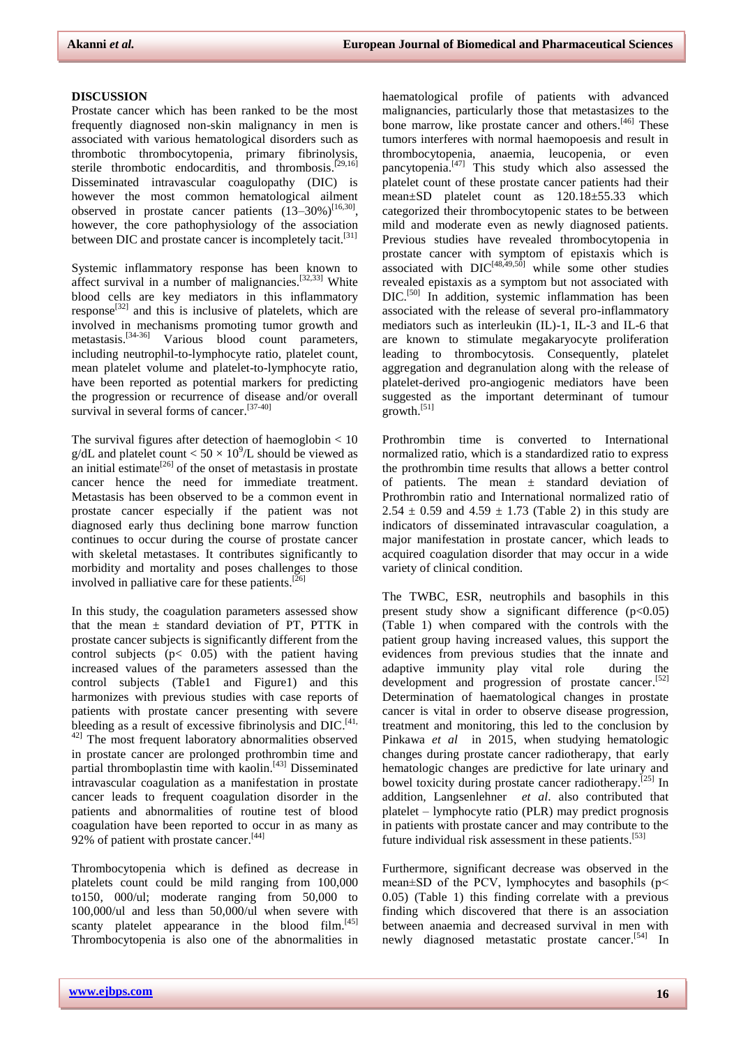## DISCUSSION

Prostate cancer which has been ranked to be the most frequently diagnosed non-skin malignancy in men is associated with various hematological disorders such as thrombotic thrombocytopenia, primary fibrinolysis, sterile thrombotic endocarditis, and thrombosis.[29,16] Disseminated intravascular coagulopathy (DIC) is however the most common hematological ailment observed in prostate cancer patients (13–30%)[16,30], however, the core pathophysiology of the association between DIC and prostate cancer is incompletely tacit.[31]

Systemic inflammatory response has been known to affect survival in a number of malignancies.[32,33] White blood cells are key mediators in this inflammatory response[32] and this is inclusive of platelets, which are involved in mechanisms promoting tumor growth and metastasis.[34-36] Various blood count parameters, including neutrophil-to-lymphocyte ratio, platelet count, mean platelet volume and platelet-to-lymphocyte ratio, have been reported as potential markers for predicting the progression or recurrence of disease and/or overall survival in several forms of cancer.[37-40]

The survival figures after detection of haemoglobin < 10 g/dL and platelet count < $50 \times 10^9$/L should be viewed as an initial estimate[26] of the onset of metastasis in prostate cancer hence the need for immediate treatment. Metastasis has been observed to be a common event in prostate cancer especially if the patient was not diagnosed early thus declining bone marrow function continues to occur during the course of prostate cancer with skeletal metastases. It contributes significantly to morbidity and mortality and poses challenges to those involved in palliative care for these patients.[26]

In this study, the coagulation parameters assessed show that the mean ± standard deviation of PT, PTTK in prostate cancer subjects is significantly different from the control subjects ($p < 0.05$) with the patient having increased values of the parameters assessed than the control subjects (Table1 and Figure1) and this harmonizes with previous studies with case reports of patients with prostate cancer presenting with severe bleeding as a result of excessive fibrinolysis and DIC.[41, 42] The most frequent laboratory abnormalities observed in prostate cancer are prolonged prothrombin time and partial thromboplastin time with kaolin.[43] Disseminated intravascular coagulation as a manifestation in prostate cancer leads to frequent coagulation disorder in the patients and abnormalities of routine test of blood coagulation have been reported to occur in as many as 92% of patient with prostate cancer.[44]

Thrombocytopenia which is defined as decrease in platelets count could be mild ranging from 100,000 to150, 000/ul; moderate ranging from 50,000 to 100,000/ul and less than 50,000/ul when severe with scanty platelet appearance in the blood film.[45] Thrombocytopenia is also one of the abnormalities in haematological profile of patients with advanced malignancies, particularly those that metastasizes to the bone marrow, like prostate cancer and others.[46] These tumors interferes with normal haemopoesis and result in thrombocytopenia, anaemia, leucopenia, or even pancytopenia.[47] This study which also assessed the platelet count of these prostate cancer patients had their mean±SD platelet count as 120.18±55.33 which categorized their thrombocytopenic states to be between mild and moderate even as newly diagnosed patients. Previous studies have revealed thrombocytopenia in prostate cancer with symptom of epistaxis which is associated with DIC[48,49,50] while some other studies revealed epistaxis as a symptom but not associated with DIC.[50] In addition, systemic inflammation has been associated with the release of several pro-inflammatory mediators such as interleukin (IL)-1, IL-3 and IL-6 that are known to stimulate megakaryocyte proliferation leading to thrombocytosis. Consequently, platelet aggregation and degranulation along with the release of platelet-derived pro-angiogenic mediators have been suggested as the important determinant of tumour growth.[51]

Prothrombin time is converted to International normalized ratio, which is a standardized ratio to express the prothrombin time results that allows a better control of patients. The mean ± standard deviation of Prothrombin ratio and International normalized ratio of 2.54 ± 0.59 and 4.59 ± 1.73 (Table 2) in this study are indicators of disseminated intravascular coagulation, a major manifestation in prostate cancer, which leads to acquired coagulation disorder that may occur in a wide variety of clinical condition.

The TWBC, ESR, neutrophils and basophils in this present study show a significant difference ($p<0.05$) (Table 1) when compared with the controls with the patient group having increased values, this support the evidences from previous studies that the innate and adaptive immunity play vital role during the development and progression of prostate cancer.[52] Determination of haematological changes in prostate cancer is vital in order to observe disease progression, treatment and monitoring, this led to the conclusion by Pinkawa *et al* in 2015, when studying hematologic changes during prostate cancer radiotherapy, that early hematologic changes are predictive for late urinary and bowel toxicity during prostate cancer radiotherapy.[25] In addition, Langsenlehner *et al*. also contributed that platelet – lymphocyte ratio (PLR) may predict prognosis in patients with prostate cancer and may contribute to the future individual risk assessment in these patients.[53]

Furthermore, significant decrease was observed in the mean±SD of the PCV, lymphocytes and basophils ($p< 0.05$) (Table 1) this finding correlate with a previous finding which discovered that there is an association between anaemia and decreased survival in men with newly diagnosed metastatic prostate cancer.[54] In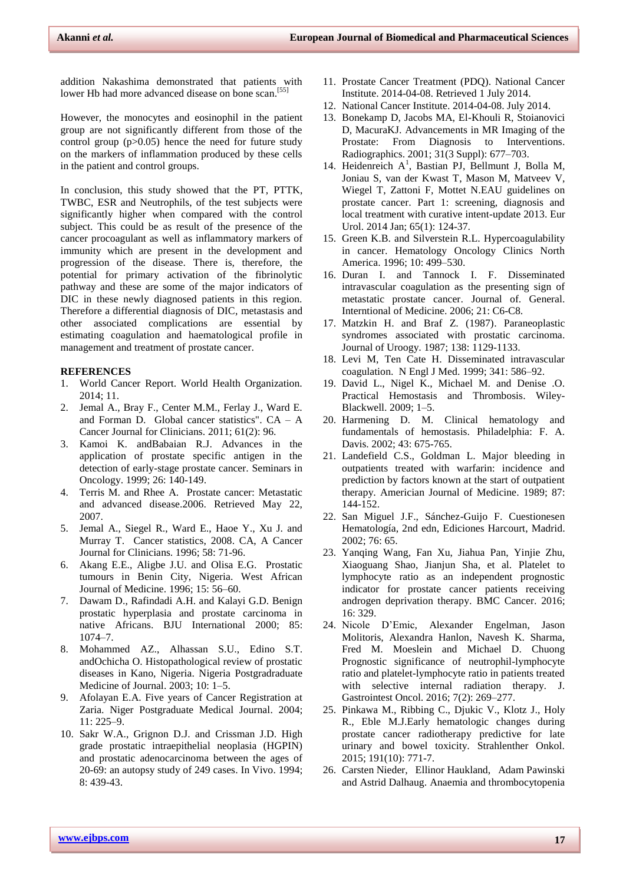addition Nakashima demonstrated that patients with lower Hb had more advanced disease on bone scan.[55]

However, the monocytes and eosinophil in the patient group are not significantly different from those of the control group (p>0.05) hence the need for future study on the markers of inflammation produced by these cells in the patient and control groups.

In conclusion, this study showed that the PT, PTTK, TWBC, ESR and Neutrophils, of the test subjects were significantly higher when compared with the control subject. This could be as result of the presence of the cancer procoagulant as well as inflammatory markers of immunity which are present in the development and progression of the disease. There is, therefore, the potential for primary activation of the fibrinolytic pathway and these are some of the major indicators of DIC in these newly diagnosed patients in this region. Therefore a differential diagnosis of DIC, metastasis and other associated complications are essential by estimating coagulation and haematological profile in management and treatment of prostate cancer.

## REFERENCES

1. World Cancer Report. World Health Organization. 2014; 11.
2. Jemal A., Bray F., Center M.M., Ferlay J., Ward E. and Forman D. Global cancer statistics". CA – A Cancer Journal for Clinicians. 2011; 61(2): 96.
3. Kamoi K. andBabaian R.J. Advances in the application of prostate specific antigen in the detection of early-stage prostate cancer. Seminars in Oncology. 1999; 26: 140-149.
4. Terris M. and Rhee A. Prostate cancer: Metastatic and advanced disease.2006. Retrieved May 22, 2007.
5. Jemal A., Siegel R., Ward E., Haoe Y., Xu J. and Murray T. Cancer statistics, 2008. CA, A Cancer Journal for Clinicians. 1996; 58: 71-96.
6. Akang E.E., Aligbe J.U. and Olisa E.G. Prostatic tumours in Benin City, Nigeria. West African Journal of Medicine. 1996; 15: 56–60.
7. Dawam D., Rafindadi A.H. and Kalayi G.D. Benign prostatic hyperplasia and prostate carcinoma in native Africans. BJU International 2000; 85: 1074–7.
8. Mohammed AZ., Alhassan S.U., Edino S.T. andOchicha O. Histopathological review of prostatic diseases in Kano, Nigeria. Nigeria Postgradraduate Medicine of Journal. 2003; 10: 1–5.
9. Afolayan E.A. Five years of Cancer Registration at Zaria. Niger Postgraduate Medical Journal. 2004; 11: 225–9.
10. Sakr W.A., Grignon D.J. and Crissman J.D. High grade prostatic intraepithelial neoplasia (HGPIN) and prostatic adenocarcinoma between the ages of 20-69: an autopsy study of 249 cases. In Vivo. 1994; 8: 439-43.
11. Prostate Cancer Treatment (PDQ). National Cancer Institute. 2014-04-08. Retrieved 1 July 2014.
12. National Cancer Institute. 2014-04-08. July 2014.
13. Bonekamp D, Jacobs MA, El-Khouli R, Stoianovici D, MacuraKJ. Advancements in MR Imaging of the Prostate: From Diagnosis to Interventions. Radiographics. 2001; 31(3 Suppl): 677–703.
14. Heidenreich A[1], Bastian PJ, Bellmunt J, Bolla M, Joniau S, van der Kwast T, Mason M, Matveev V, Wiegel T, Zattoni F, Mottet N.EAU guidelines on prostate cancer. Part 1: screening, diagnosis and local treatment with curative intent-update 2013. Eur Urol. 2014 Jan; 65(1): 124-37.
15. Green K.B. and Silverstein R.L. Hypercoagulability in cancer. Hematology Oncology Clinics North America. 1996; 10: 499–530.
16. Duran I. and Tannock I. F. Disseminated intravascular coagulation as the presenting sign of metastatic prostate cancer. Journal of. General. Interntional of Medicine. 2006; 21: C6-C8.
17. Matzkin H. and Braf Z. (1987). Paraneoplastic syndromes associated with prostatic carcinoma. Journal of Uroogy. 1987; 138: 1129-1133.
18. Levi M, Ten Cate H. Disseminated intravascular coagulation. N Engl J Med. 1999; 341: 586–92.
19. David L., Nigel K., Michael M. and Denise .O. Practical Hemostasis and Thrombosis. Wiley-Blackwell. 2009; 1–5.
20. Harmening D. M. Clinical hematology and fundamentals of hemostasis. Philadelphia: F. A. Davis. 2002; 43: 675-765.
21. Landefield C.S., Goldman L. Major bleeding in outpatients treated with warfarin: incidence and prediction by factors known at the start of outpatient therapy. Americian Journal of Medicine. 1989; 87: 144-152.
22. San Miguel J.F., Sánchez-Guijo F. Cuestionesen Hematología, 2nd edn, Ediciones Harcourt, Madrid. 2002; 76: 65.
23. Yanqing Wang, Fan Xu, Jiahua Pan, Yinjie Zhu, Xiaoguang Shao, Jianjun Sha, et al. Platelet to lymphocyte ratio as an independent prognostic indicator for prostate cancer patients receiving androgen deprivation therapy. BMC Cancer. 2016; 16: 329.
24. Nicole D'Emic, Alexander Engelman, Jason Molitoris, Alexandra Hanlon, Navesh K. Sharma, Fred M. Moeslein and Michael D. Chuong Prognostic significance of neutrophil-lymphocyte ratio and platelet-lymphocyte ratio in patients treated with selective internal radiation therapy. J. Gastrointest Oncol. 2016; 7(2): 269–277.
25. Pinkawa M., Ribbing C., Djukic V., Klotz J., Holy R., Eble M.J.Early hematologic changes during prostate cancer radiotherapy predictive for late urinary and bowel toxicity. Strahlenther Onkol. 2015; 191(10): 771-7.
26. Carsten Nieder, Ellinor Haukland, Adam Pawinski and Astrid Dalhaug. Anaemia and thrombocytopenia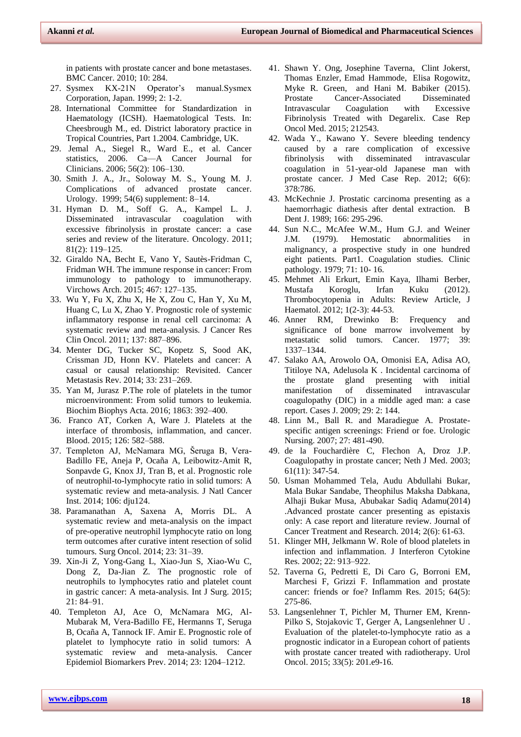in patients with prostate cancer and bone metastases. BMC Cancer. 2010; 10: 284.

27. Sysmex KX-21N Operator's manual.Sysmex Corporation, Japan. 1999; 2: 1-2.
28. International Committee for Standardization in Haematology (ICSH). Haematological Tests. In: Cheesbrough M., ed. District laboratory practice in Tropical Countries, Part 1.2004. Cambridge, UK.
29. Jemal A., Siegel R., Ward E., et al. Cancer statistics, 2006. Ca—A Cancer Journal for Clinicians. 2006; 56(2): 106–130.
30. Smith J. A., Jr., Soloway M. S., Young M. J. Complications of advanced prostate cancer. Urology. 1999; 54(6) supplement: 8–14.
31. Hyman D. M., Soff G. A., Kampel L. J. Disseminated intravascular coagulation with excessive fibrinolysis in prostate cancer: a case series and review of the literature. Oncology. 2011; 81(2): 119–125.
32. Giraldo NA, Becht E, Vano Y, Sautès-Fridman C, Fridman WH. The immune response in cancer: From immunology to pathology to immunotherapy. Virchows Arch. 2015; 467: 127–135.
33. Wu Y, Fu X, Zhu X, He X, Zou C, Han Y, Xu M, Huang C, Lu X, Zhao Y. Prognostic role of systemic inflammatory response in renal cell carcinoma: A systematic review and meta-analysis. J Cancer Res Clin Oncol. 2011; 137: 887–896.
34. Menter DG, Tucker SC, Kopetz S, Sood AK, Crissman JD, Honn KV. Platelets and cancer: A casual or causal relationship: Revisited. Cancer Metastasis Rev. 2014; 33: 231–269.
35. Yan M, Jurasz P.The role of platelets in the tumor microenvironment: From solid tumors to leukemia. Biochim Biophys Acta. 2016; 1863: 392–400.
36. Franco AT, Corken A, Ware J. Platelets at the interface of thrombosis, inflammation, and cancer. Blood. 2015; 126: 582–588.
37. Templeton AJ, McNamara MG, Šeruga B, Vera-Badillo FE, Aneja P, Ocaña A, Leibowitz-Amit R, Sonpavde G, Knox JJ, Tran B, et al. Prognostic role of neutrophil-to-lymphocyte ratio in solid tumors: A systematic review and meta-analysis. J Natl Cancer Inst. 2014; 106: dju124.
38. Paramanathan A, Saxena A, Morris DL. A systematic review and meta-analysis on the impact of pre-operative neutrophil lymphocyte ratio on long term outcomes after curative intent resection of solid tumours. Surg Oncol. 2014; 23: 31–39.
39. Xin-Ji Z, Yong-Gang L, Xiao-Jun S, Xiao-Wu C, Dong Z, Da-Jian Z. The prognostic role of neutrophils to lymphocytes ratio and platelet count in gastric cancer: A meta-analysis. Int J Surg. 2015; 21: 84–91.
40. Templeton AJ, Ace O, McNamara MG, Al-Mubarak M, Vera-Badillo FE, Hermanns T, Seruga B, Ocaña A, Tannock IF. Amir E. Prognostic role of platelet to lymphocyte ratio in solid tumors: A systematic review and meta-analysis. Cancer Epidemiol Biomarkers Prev. 2014; 23: 1204–1212.
41. Shawn Y. Ong, Josephine Taverna, Clint Jokerst, Thomas Enzler, Emad Hammode, Elisa Rogowitz, Myke R. Green, and Hani M. Babiker (2015). Prostate Cancer-Associated Disseminated Intravascular Coagulation with Excessive Fibrinolysis Treated with Degarelix. Case Rep Oncol Med. 2015; 212543.
42. Wada Y., Kawano Y. Severe bleeding tendency caused by a rare complication of excessive fibrinolysis with disseminated intravascular coagulation in 51-year-old Japanese man with prostate cancer. J Med Case Rep. 2012; 6(6): 378:786.
43. McKechnie J. Prostatic carcinoma presenting as a haemorrhagic diathesis after dental extraction. B Dent J. 1989; 166: 295-296.
44. Sun N.C., McAfee W.M., Hum G.J. and Weiner J.M. (1979). Hemostatic abnormalities in malignancy, a prospective study in one hundred eight patients. Part1. Coagulation studies. Clinic pathology. 1979; 71: 10- 16.
45. Mehmet Ali Erkurt, Emin Kaya, Ilhami Berber, Mustafa Koroglu, Irfan Kuku (2012). Thrombocytopenia in Adults: Review Article, J Haematol. 2012; 1(2-3): 44-53.
46. Anner RM, Drewinko B: Frequency and significance of bone marrow involvement by metastatic solid tumors. Cancer. 1977; 39: 1337–1344.
47. Salako AA, Arowolo OA, Omonisi EA, Adisa AO, Titiloye NA, Adelusola K . Incidental carcinoma of the prostate gland presenting with initial manifestation of disseminated intravascular coagulopathy (DIC) in a middle aged man: a case report. Cases J. 2009; 29: 2: 144.
48. Linn M., Ball R. and Maradiegue A. Prostate-specific antigen screenings: Friend or foe. Urologic Nursing. 2007; 27: 481-490.
49. de la Fouchardière C, Flechon A, Droz J.P. Coagulopathy in prostate cancer; Neth J Med. 2003; 61(11): 347-54.
50. Usman Mohammed Tela, Audu Abdullahi Bukar, Mala Bukar Sandabe, Theophilus Maksha Dabkana, Alhaji Bukar Musa, Abubakar Sadiq Adamu(2014) .Advanced prostate cancer presenting as epistaxis only: A case report and literature review. Journal of Cancer Treatment and Research. 2014; 2(6): 61-63.
51. Klinger MH, Jelkmann W. Role of blood platelets in infection and inflammation. J Interferon Cytokine Res. 2002; 22: 913–922.
52. Taverna G, Pedretti E, Di Caro G, Borroni EM, Marchesi F, Grizzi F. Inflammation and prostate cancer: friends or foe? Inflamm Res. 2015; 64(5): 275-86.
53. Langsenlehner T, Pichler M, Thurner EM, Krenn-Pilko S, Stojakovic T, Gerger A, Langsenlehner U . Evaluation of the platelet-to-lymphocyte ratio as a prognostic indicator in a European cohort of patients with prostate cancer treated with radiotherapy. Urol Oncol. 2015; 33(5): 201.e9-16.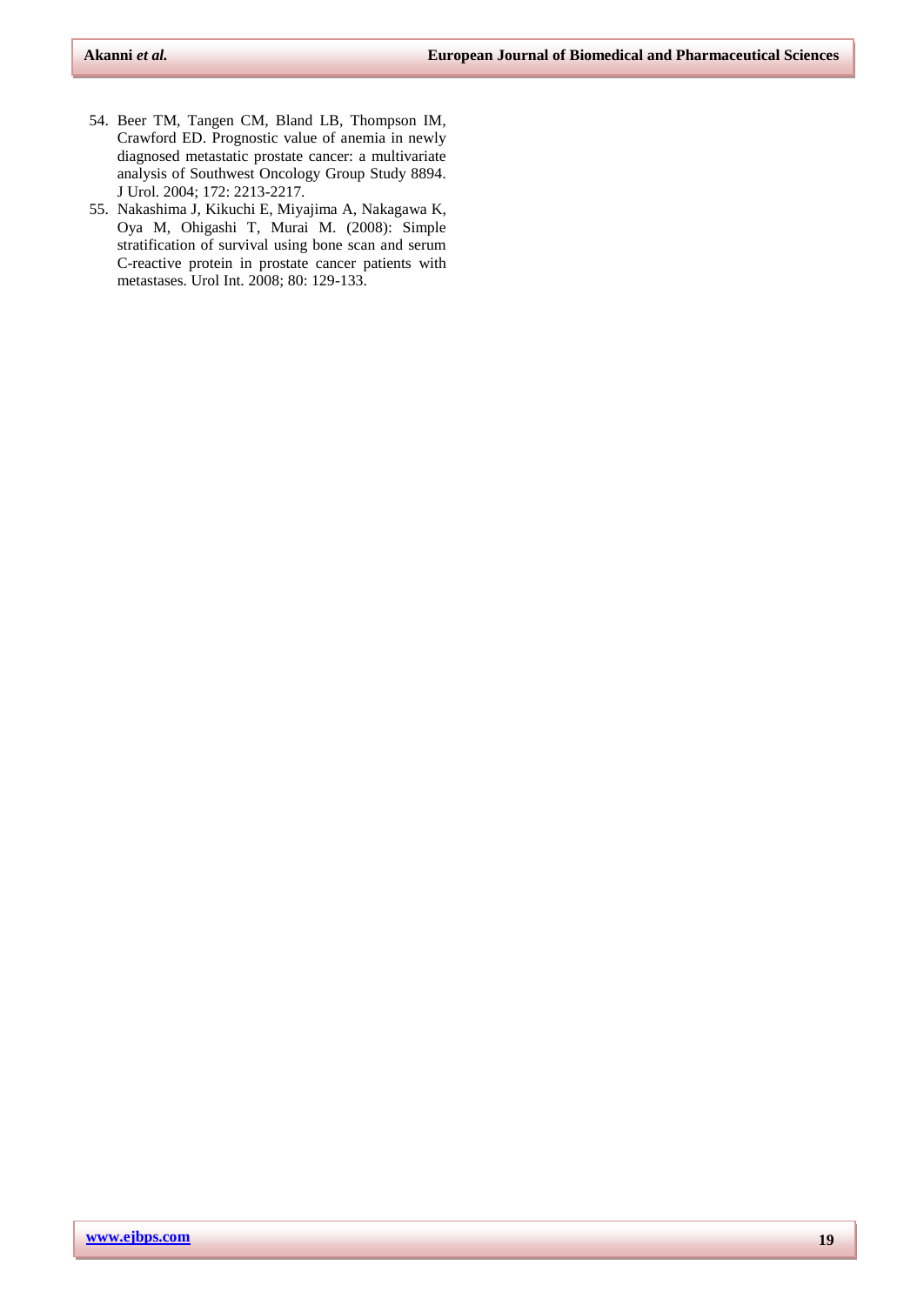54. Beer TM, Tangen CM, Bland LB, Thompson IM, Crawford ED. Prognostic value of anemia in newly diagnosed metastatic prostate cancer: a multivariate analysis of Southwest Oncology Group Study 8894. J Urol. 2004; 172: 2213-2217.
55. Nakashima J, Kikuchi E, Miyajima A, Nakagawa K, Oya M, Ohigashi T, Murai M. (2008): Simple stratification of survival using bone scan and serum C-reactive protein in prostate cancer patients with metastases. Urol Int. 2008; 80: 129-133.